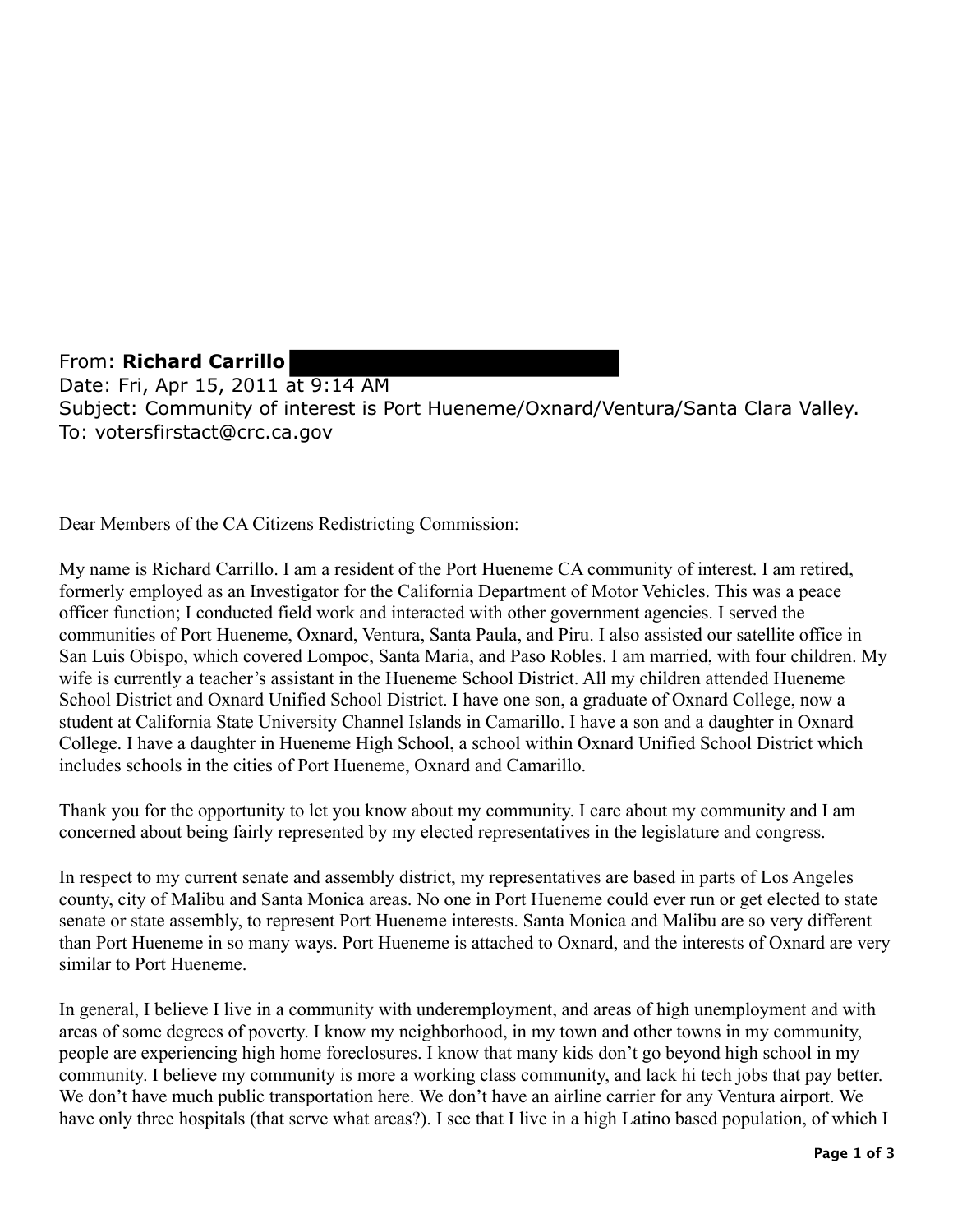From: **Richard Carrillo**
Date: Fri, Apr 15, 2011 at 9:14 AM
Subject: Community of interest is Port Hueneme/Oxnard/Ventura/Santa Clara Valley.
To: votersfirstact@crc.ca.gov

Dear Members of the CA Citizens Redistricting Commission:

My name is Richard Carrillo. I am a resident of the Port Hueneme CA community of interest. I am retired, formerly employed as an Investigator for the California Department of Motor Vehicles. This was a peace officer function; I conducted field work and interacted with other government agencies. I served the communities of Port Hueneme, Oxnard, Ventura, Santa Paula, and Piru. I also assisted our satellite office in San Luis Obispo, which covered Lompoc, Santa Maria, and Paso Robles. I am married, with four children. My wife is currently a teacher's assistant in the Hueneme School District. All my children attended Hueneme School District and Oxnard Unified School District. I have one son, a graduate of Oxnard College, now a student at California State University Channel Islands in Camarillo. I have a son and a daughter in Oxnard College. I have a daughter in Hueneme High School, a school within Oxnard Unified School District which includes schools in the cities of Port Hueneme, Oxnard and Camarillo.

Thank you for the opportunity to let you know about my community. I care about my community and I am concerned about being fairly represented by my elected representatives in the legislature and congress.

In respect to my current senate and assembly district, my representatives are based in parts of Los Angeles county, city of Malibu and Santa Monica areas. No one in Port Hueneme could ever run or get elected to state senate or state assembly, to represent Port Hueneme interests. Santa Monica and Malibu are so very different than Port Hueneme in so many ways. Port Hueneme is attached to Oxnard, and the interests of Oxnard are very similar to Port Hueneme.

In general, I believe I live in a community with underemployment, and areas of high unemployment and with areas of some degrees of poverty. I know my neighborhood, in my town and other towns in my community, people are experiencing high home foreclosures. I know that many kids don't go beyond high school in my community. I believe my community is more a working class community, and lack hi tech jobs that pay better. We don't have much public transportation here. We don't have an airline carrier for any Ventura airport. We have only three hospitals (that serve what areas?). I see that I live in a high Latino based population, of which I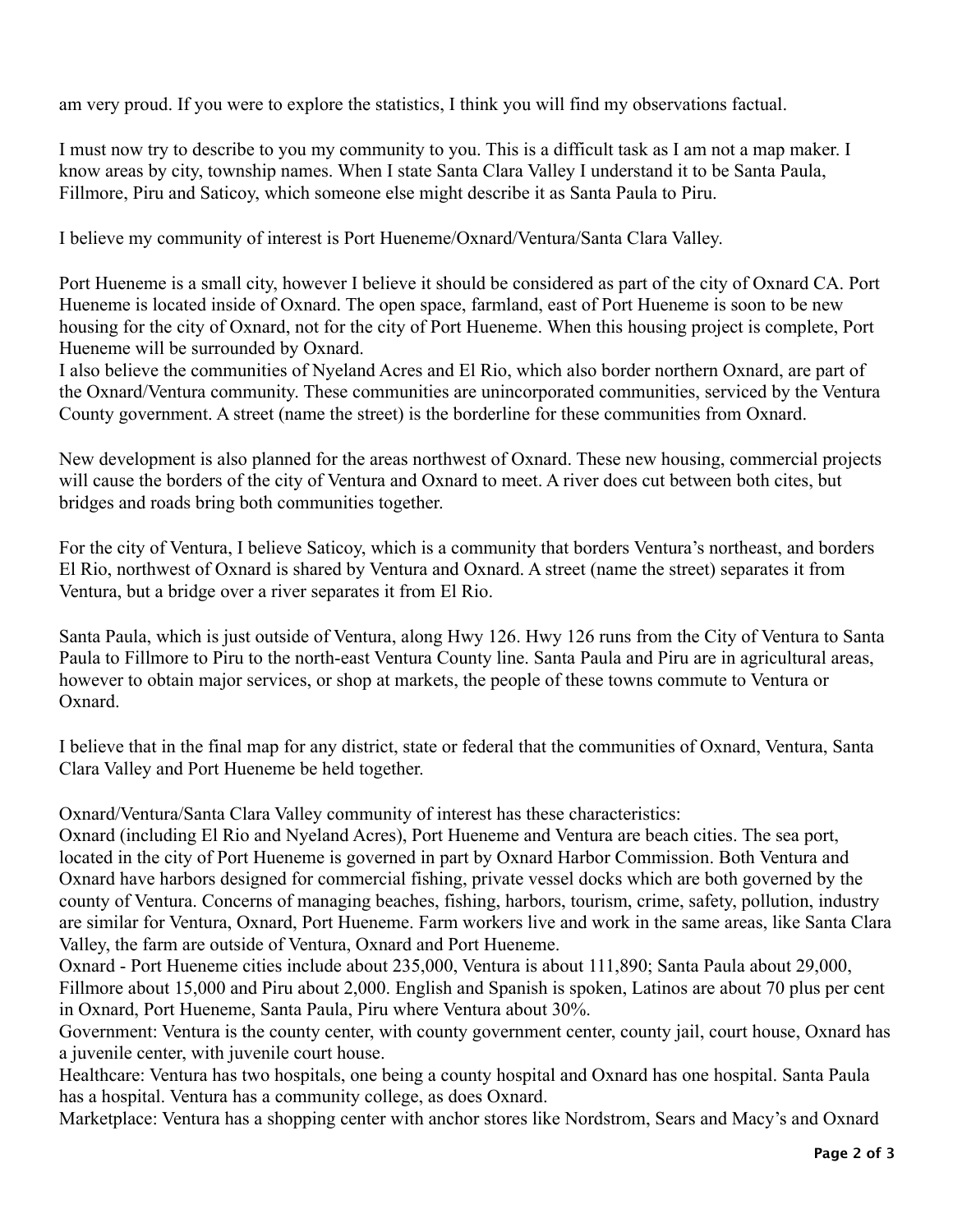am very proud. If you were to explore the statistics, I think you will find my observations factual.

I must now try to describe to you my community to you. This is a difficult task as I am not a map maker. I know areas by city, township names. When I state Santa Clara Valley I understand it to be Santa Paula, Fillmore, Piru and Saticoy, which someone else might describe it as Santa Paula to Piru.

I believe my community of interest is Port Hueneme/Oxnard/Ventura/Santa Clara Valley.

Port Hueneme is a small city, however I believe it should be considered as part of the city of Oxnard CA. Port Hueneme is located inside of Oxnard. The open space, farmland, east of Port Hueneme is soon to be new housing for the city of Oxnard, not for the city of Port Hueneme. When this housing project is complete, Port Hueneme will be surrounded by Oxnard.
I also believe the communities of Nyeland Acres and El Rio, which also border northern Oxnard, are part of the Oxnard/Ventura community. These communities are unincorporated communities, serviced by the Ventura County government. A street (name the street) is the borderline for these communities from Oxnard.

New development is also planned for the areas northwest of Oxnard. These new housing, commercial projects will cause the borders of the city of Ventura and Oxnard to meet. A river does cut between both cites, but bridges and roads bring both communities together.

For the city of Ventura, I believe Saticoy, which is a community that borders Ventura's northeast, and borders El Rio, northwest of Oxnard is shared by Ventura and Oxnard. A street (name the street) separates it from Ventura, but a bridge over a river separates it from El Rio.

Santa Paula, which is just outside of Ventura, along Hwy 126. Hwy 126 runs from the City of Ventura to Santa Paula to Fillmore to Piru to the north-east Ventura County line. Santa Paula and Piru are in agricultural areas, however to obtain major services, or shop at markets, the people of these towns commute to Ventura or Oxnard.

I believe that in the final map for any district, state or federal that the communities of Oxnard, Ventura, Santa Clara Valley and Port Hueneme be held together.

Oxnard/Ventura/Santa Clara Valley community of interest has these characteristics:
Oxnard (including El Rio and Nyeland Acres), Port Hueneme and Ventura are beach cities. The sea port, located in the city of Port Hueneme is governed in part by Oxnard Harbor Commission. Both Ventura and Oxnard have harbors designed for commercial fishing, private vessel docks which are both governed by the county of Ventura. Concerns of managing beaches, fishing, harbors, tourism, crime, safety, pollution, industry are similar for Ventura, Oxnard, Port Hueneme. Farm workers live and work in the same areas, like Santa Clara Valley, the farm are outside of Ventura, Oxnard and Port Hueneme.
Oxnard - Port Hueneme cities include about 235,000, Ventura is about 111,890; Santa Paula about 29,000, Fillmore about 15,000 and Piru about 2,000. English and Spanish is spoken, Latinos are about 70 plus per cent in Oxnard, Port Hueneme, Santa Paula, Piru where Ventura about 30%.
Government: Ventura is the county center, with county government center, county jail, court house, Oxnard has a juvenile center, with juvenile court house.
Healthcare: Ventura has two hospitals, one being a county hospital and Oxnard has one hospital. Santa Paula has a hospital. Ventura has a community college, as does Oxnard.
Marketplace: Ventura has a shopping center with anchor stores like Nordstrom, Sears and Macy's and Oxnard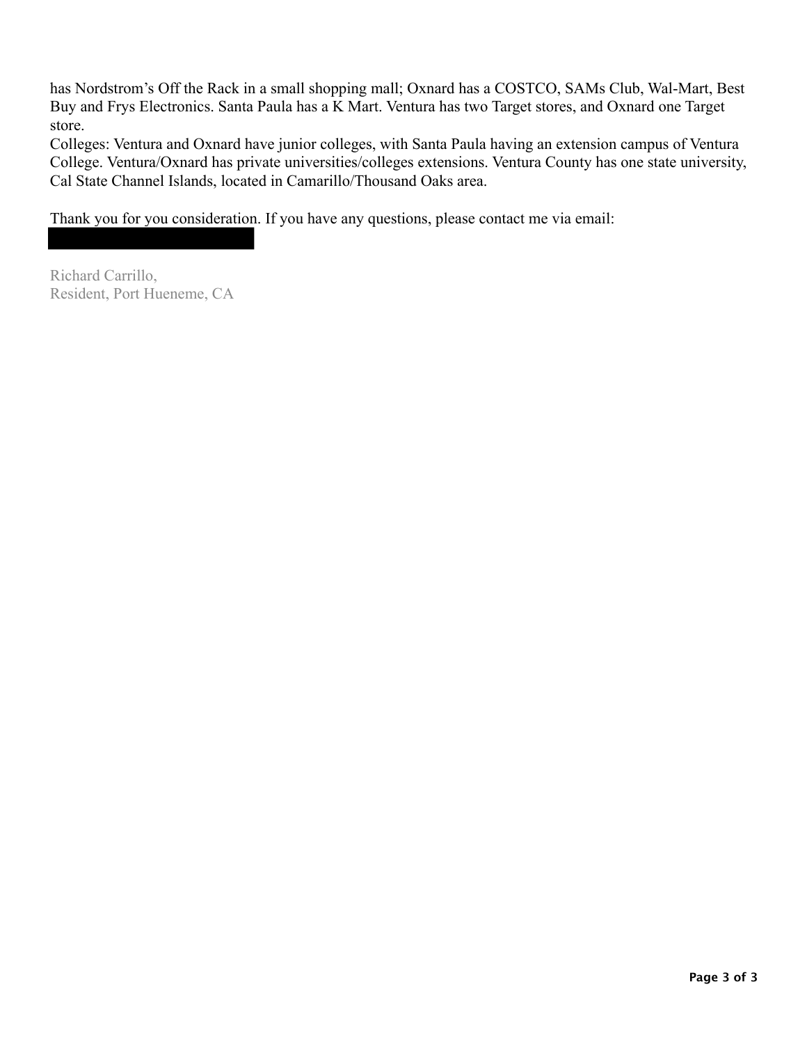has Nordstrom's Off the Rack in a small shopping mall; Oxnard has a COSTCO, SAMs Club, Wal-Mart, Best Buy and Frys Electronics. Santa Paula has a K Mart. Ventura has two Target stores, and Oxnard one Target store.

Colleges: Ventura and Oxnard have junior colleges, with Santa Paula having an extension campus of Ventura College. Ventura/Oxnard has private universities/colleges extensions. Ventura County has one state university, Cal State Channel Islands, located in Camarillo/Thousand Oaks area.

Thank you for you consideration. If you have any questions, please contact me via email:

Richard Carrillo,
Resident, Port Hueneme, CA